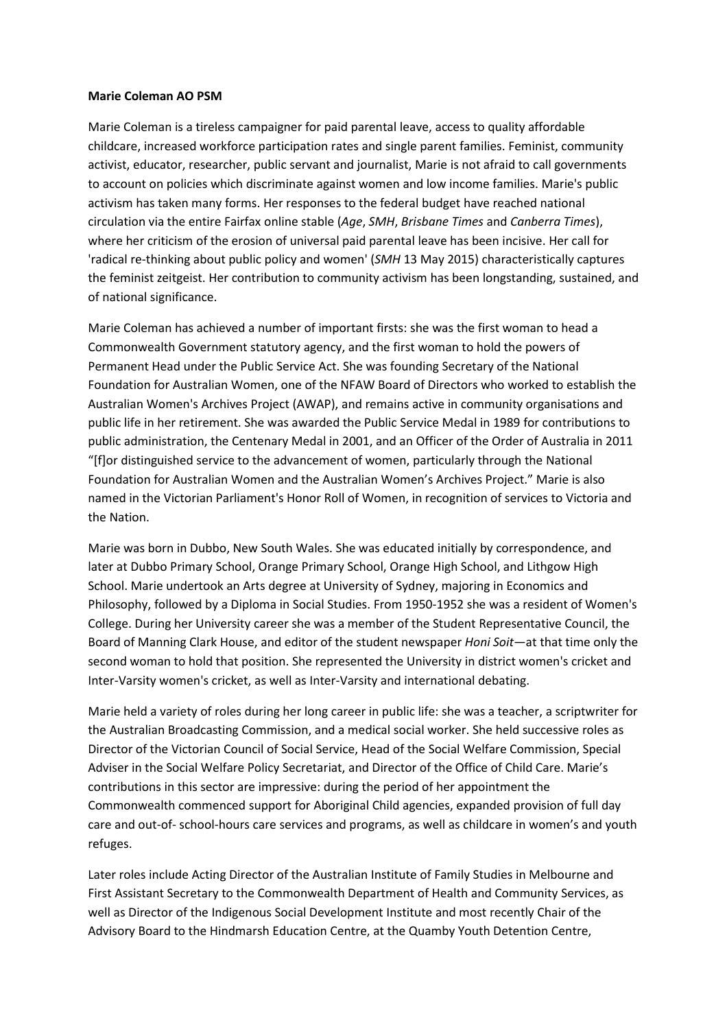**Marie Coleman AO PSM**

Marie Coleman is a tireless campaigner for paid parental leave, access to quality affordable childcare, increased workforce participation rates and single parent families. Feminist, community activist, educator, researcher, public servant and journalist, Marie is not afraid to call governments to account on policies which discriminate against women and low income families. Marie's public activism has taken many forms. Her responses to the federal budget have reached national circulation via the entire Fairfax online stable (*Age*, *SMH*, *Brisbane Times* and *Canberra Times*), where her criticism of the erosion of universal paid parental leave has been incisive. Her call for 'radical re-thinking about public policy and women' (*SMH* 13 May 2015) characteristically captures the feminist zeitgeist. Her contribution to community activism has been longstanding, sustained, and of national significance.

Marie Coleman has achieved a number of important firsts: she was the first woman to head a Commonwealth Government statutory agency, and the first woman to hold the powers of Permanent Head under the Public Service Act. She was founding Secretary of the National Foundation for Australian Women, one of the NFAW Board of Directors who worked to establish the Australian Women's Archives Project (AWAP), and remains active in community organisations and public life in her retirement. She was awarded the Public Service Medal in 1989 for contributions to public administration, the Centenary Medal in 2001, and an Officer of the Order of Australia in 2011 "[f]or distinguished service to the advancement of women, particularly through the National Foundation for Australian Women and the Australian Women's Archives Project." Marie is also named in the Victorian Parliament's Honor Roll of Women, in recognition of services to Victoria and the Nation.

Marie was born in Dubbo, New South Wales. She was educated initially by correspondence, and later at Dubbo Primary School, Orange Primary School, Orange High School, and Lithgow High School. Marie undertook an Arts degree at University of Sydney, majoring in Economics and Philosophy, followed by a Diploma in Social Studies. From 1950-1952 she was a resident of Women's College. During her University career she was a member of the Student Representative Council, the Board of Manning Clark House, and editor of the student newspaper *Honi Soit*—at that time only the second woman to hold that position. She represented the University in district women's cricket and Inter-Varsity women's cricket, as well as Inter-Varsity and international debating.

Marie held a variety of roles during her long career in public life: she was a teacher, a scriptwriter for the Australian Broadcasting Commission, and a medical social worker. She held successive roles as Director of the Victorian Council of Social Service, Head of the Social Welfare Commission, Special Adviser in the Social Welfare Policy Secretariat, and Director of the Office of Child Care. Marie's contributions in this sector are impressive: during the period of her appointment the Commonwealth commenced support for Aboriginal Child agencies, expanded provision of full day care and out-of- school-hours care services and programs, as well as childcare in women's and youth refuges.

Later roles include Acting Director of the Australian Institute of Family Studies in Melbourne and First Assistant Secretary to the Commonwealth Department of Health and Community Services, as well as Director of the Indigenous Social Development Institute and most recently Chair of the Advisory Board to the Hindmarsh Education Centre, at the Quamby Youth Detention Centre,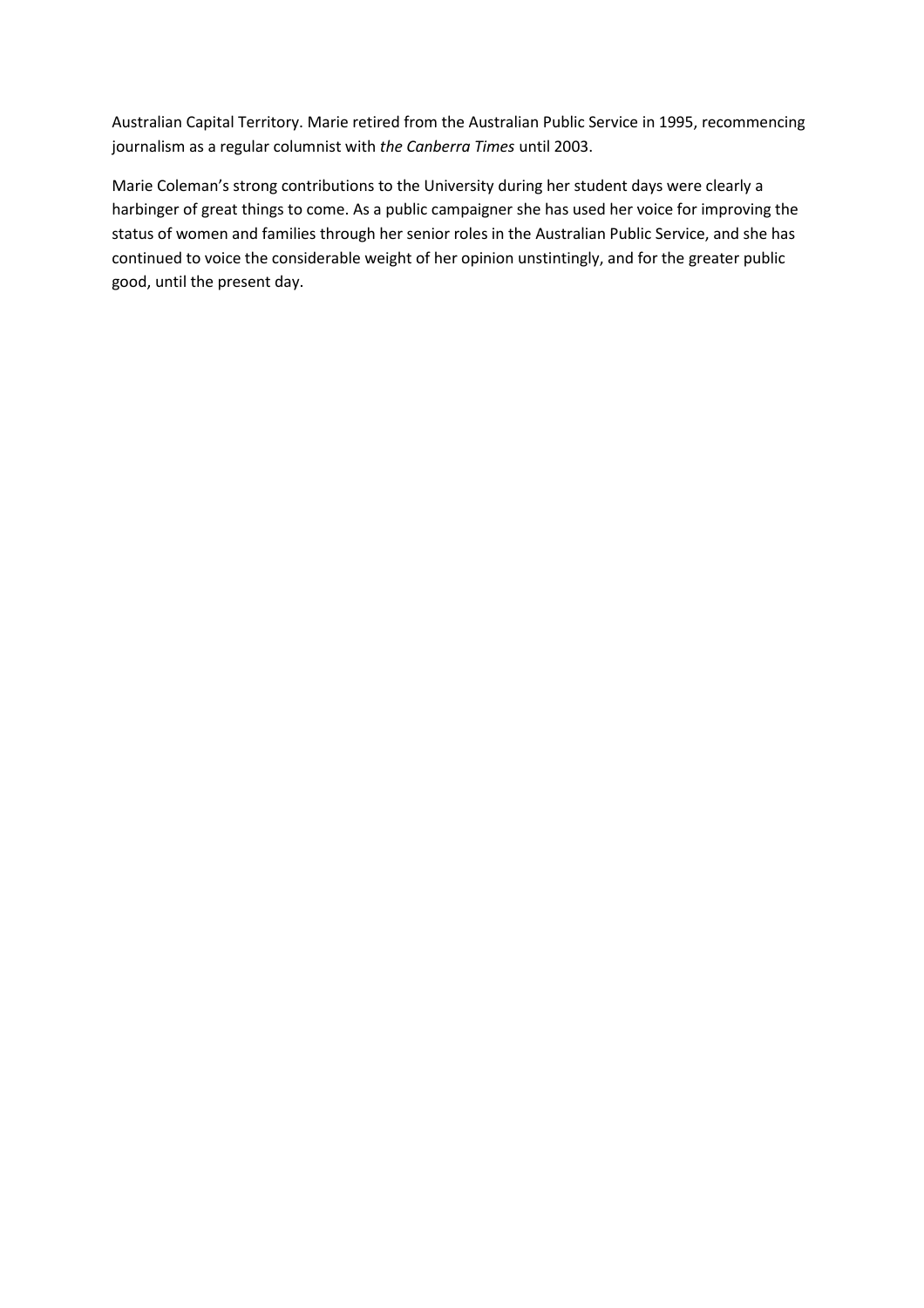Australian Capital Territory. Marie retired from the Australian Public Service in 1995, recommencing journalism as a regular columnist with *the Canberra Times* until 2003.

Marie Coleman's strong contributions to the University during her student days were clearly a harbinger of great things to come. As a public campaigner she has used her voice for improving the status of women and families through her senior roles in the Australian Public Service, and she has continued to voice the considerable weight of her opinion unstintingly, and for the greater public good, until the present day.